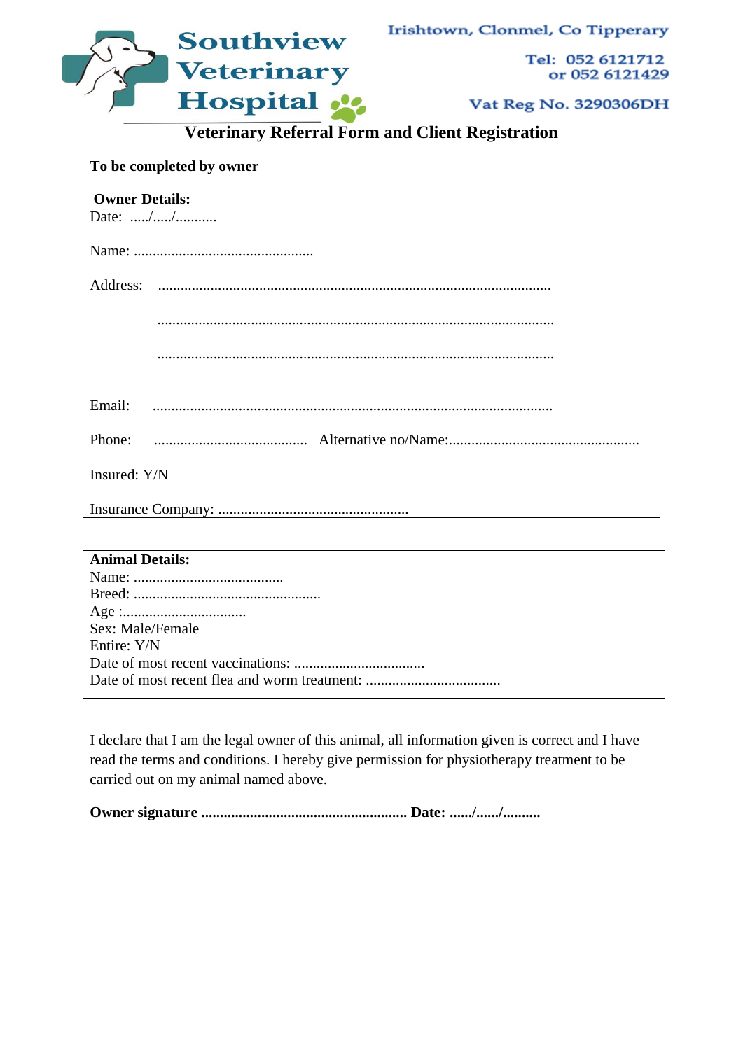# Southview Veterinary Hospital

Irishtown, Clonmel, Co Tipperary

Tel: 052 6121712
or 052 6121429

Vat Reg No. 3290306DH

## Veterinary Referral Form and Client Registration

**To be completed by owner**

**Owner Details:**

Date: ...../...../...........

Name: ................................................

Address: .......................................................................................................

.......................................................................................................

.......................................................................................................

Email: ..........................................................................................................

Phone: ......................................... Alternative no/Name:...................................................

Insured: Y/N

Insurance Company: ..................................................

**Animal Details:**

Name: ........................................

Breed: .................................................

Age :.................................

Sex: Male/Female

Entire: Y/N

Date of most recent vaccinations: ..................................

Date of most recent flea and worm treatment: ....................................

I declare that I am the legal owner of this animal, all information given is correct and I have read the terms and conditions. I hereby give permission for physiotherapy treatment to be carried out on my animal named above.

**Owner signature ...................................................... Date: ....../....../..........**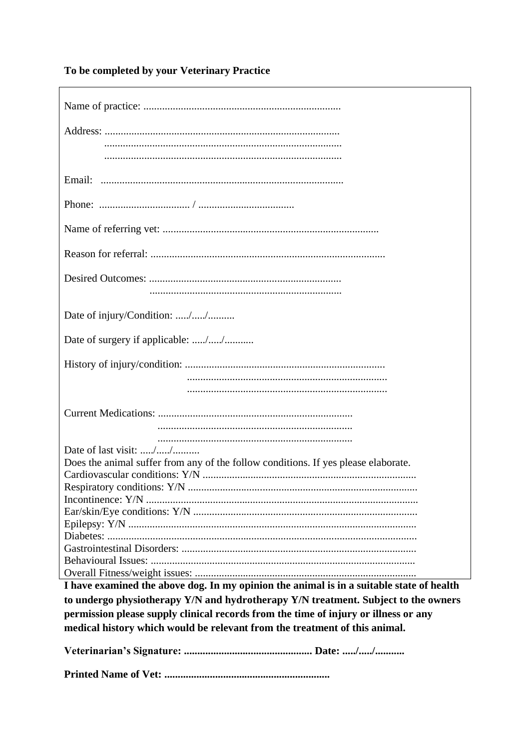**To be completed by your Veterinary Practice**

Name of practice: ........................................................................

Address: .......................................................................................
........................................................................................
........................................................................................

Email: ..........................................................................................

Phone: .................................. / ...................................

Name of referring vet: ................................................................................

Reason for referral: .......................................................................................

Desired Outcomes: .......................................................................
.......................................................................

Date of injury/Condition: ...../...../..........

Date of surgery if applicable: ...../...../...........

History of injury/condition: ..........................................................................
..........................................................................
..........................................................................

Current Medications: ........................................................................
........................................................................
........................................................................

Date of last visit: ...../...../..........

Does the animal suffer from any of the follow conditions. If yes please elaborate.

Cardiovascular conditions: Y/N ................................................................................

Respiratory conditions: Y/N .....................................................................................

Incontinence: Y/N .....................................................................................................

Ear/skin/Eye conditions: Y/N ...................................................................................

Epilepsy: Y/N ...........................................................................................................

Diabetes: ...................................................................................................................

Gastrointestinal Disorders: .......................................................................................

Behavioural Issues: ..................................................................................................

Overall Fitness/weight issues: ..................................................................................

**I have examined the above dog. In my opinion the animal is in a suitable state of health to undergo physiotherapy Y/N and hydrotherapy Y/N treatment. Subject to the owners permission please supply clinical records from the time of injury or illness or any medical history which would be relevant from the treatment of this animal.**

**Veterinarian's Signature: ............................................... Date: ...../...../...........**

**Printed Name of Vet: ..............................................................**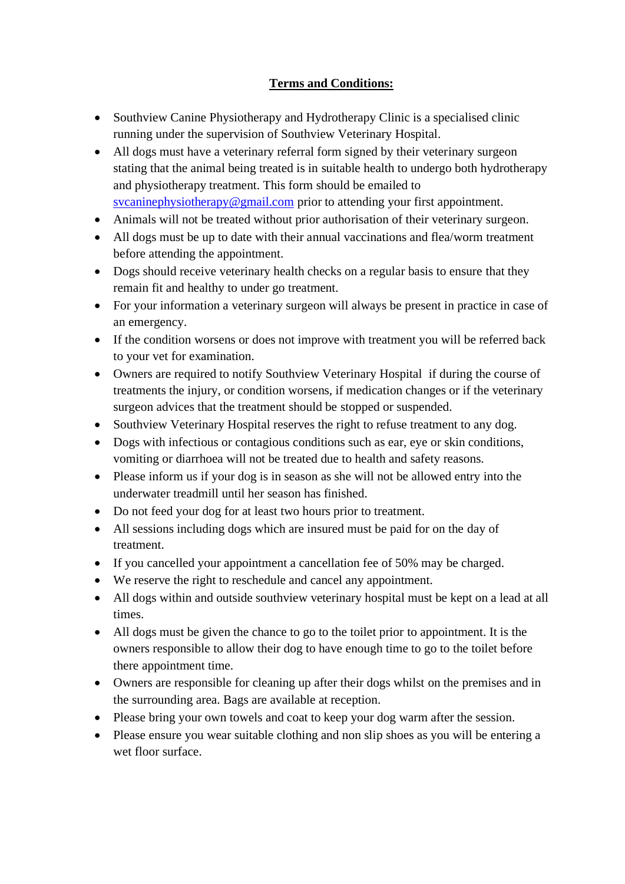**Terms and Conditions:**

- Southview Canine Physiotherapy and Hydrotherapy Clinic is a specialised clinic running under the supervision of Southview Veterinary Hospital.
- All dogs must have a veterinary referral form signed by their veterinary surgeon stating that the animal being treated is in suitable health to undergo both hydrotherapy and physiotherapy treatment. This form should be emailed to svcaninephysiotherapy@gmail.com prior to attending your first appointment.
- Animals will not be treated without prior authorisation of their veterinary surgeon.
- All dogs must be up to date with their annual vaccinations and flea/worm treatment before attending the appointment.
- Dogs should receive veterinary health checks on a regular basis to ensure that they remain fit and healthy to under go treatment.
- For your information a veterinary surgeon will always be present in practice in case of an emergency.
- If the condition worsens or does not improve with treatment you will be referred back to your vet for examination.
- Owners are required to notify Southview Veterinary Hospital if during the course of treatments the injury, or condition worsens, if medication changes or if the veterinary surgeon advices that the treatment should be stopped or suspended.
- Southview Veterinary Hospital reserves the right to refuse treatment to any dog.
- Dogs with infectious or contagious conditions such as ear, eye or skin conditions, vomiting or diarrhoea will not be treated due to health and safety reasons.
- Please inform us if your dog is in season as she will not be allowed entry into the underwater treadmill until her season has finished.
- Do not feed your dog for at least two hours prior to treatment.
- All sessions including dogs which are insured must be paid for on the day of treatment.
- If you cancelled your appointment a cancellation fee of 50% may be charged.
- We reserve the right to reschedule and cancel any appointment.
- All dogs within and outside southview veterinary hospital must be kept on a lead at all times.
- All dogs must be given the chance to go to the toilet prior to appointment. It is the owners responsible to allow their dog to have enough time to go to the toilet before there appointment time.
- Owners are responsible for cleaning up after their dogs whilst on the premises and in the surrounding area. Bags are available at reception.
- Please bring your own towels and coat to keep your dog warm after the session.
- Please ensure you wear suitable clothing and non slip shoes as you will be entering a wet floor surface.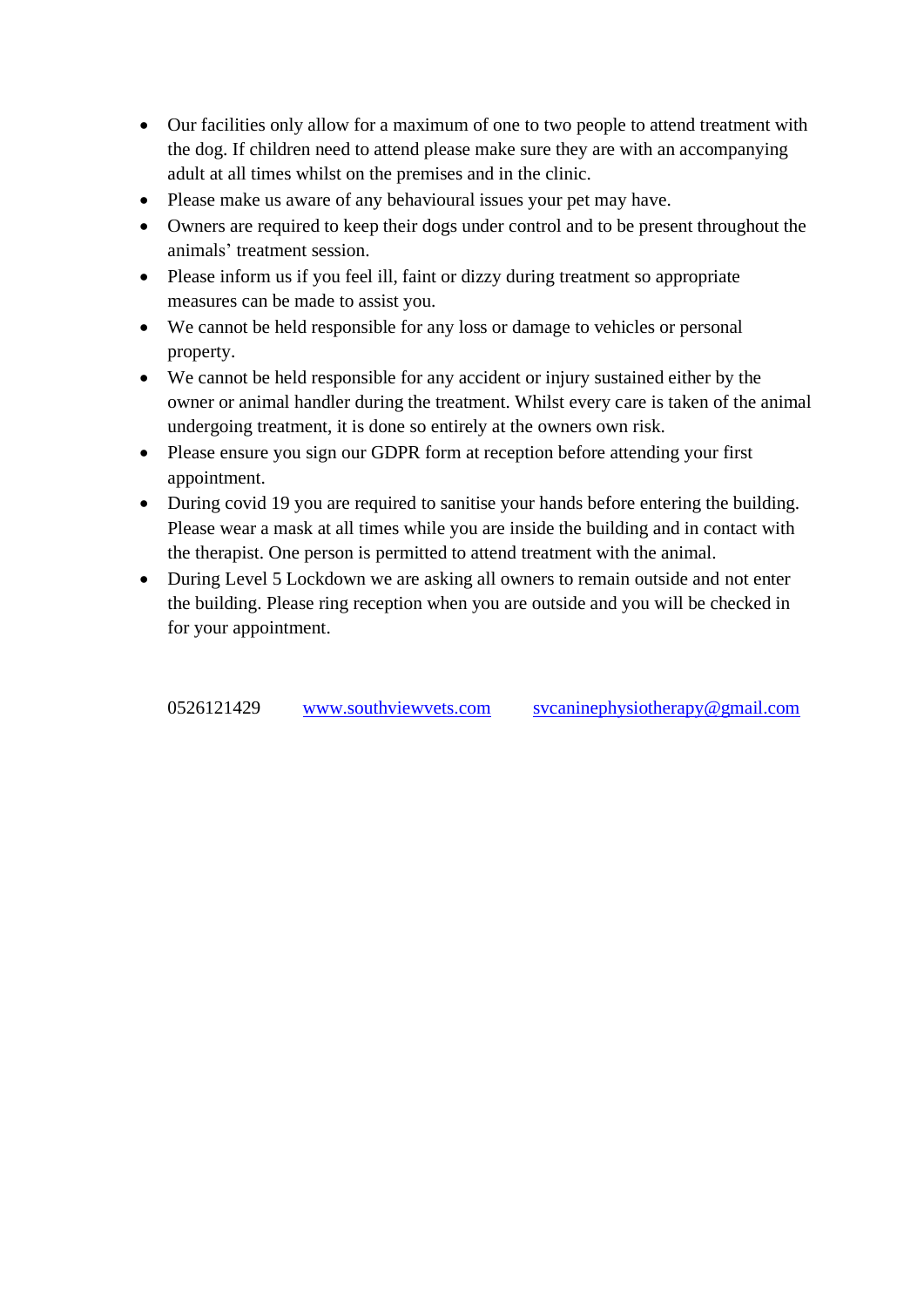- Our facilities only allow for a maximum of one to two people to attend treatment with the dog. If children need to attend please make sure they are with an accompanying adult at all times whilst on the premises and in the clinic.
- Please make us aware of any behavioural issues your pet may have.
- Owners are required to keep their dogs under control and to be present throughout the animals' treatment session.
- Please inform us if you feel ill, faint or dizzy during treatment so appropriate measures can be made to assist you.
- We cannot be held responsible for any loss or damage to vehicles or personal property.
- We cannot be held responsible for any accident or injury sustained either by the owner or animal handler during the treatment. Whilst every care is taken of the animal undergoing treatment, it is done so entirely at the owners own risk.
- Please ensure you sign our GDPR form at reception before attending your first appointment.
- During covid 19 you are required to sanitise your hands before entering the building. Please wear a mask at all times while you are inside the building and in contact with the therapist. One person is permitted to attend treatment with the animal.
- During Level 5 Lockdown we are asking all owners to remain outside and not enter the building. Please ring reception when you are outside and you will be checked in for your appointment.

0526121429 [www.southviewvets.com](http://www.southviewvets.com) [svcaninephysiotherapy@gmail.com](mailto:svcaninephysiotherapy@gmail.com)